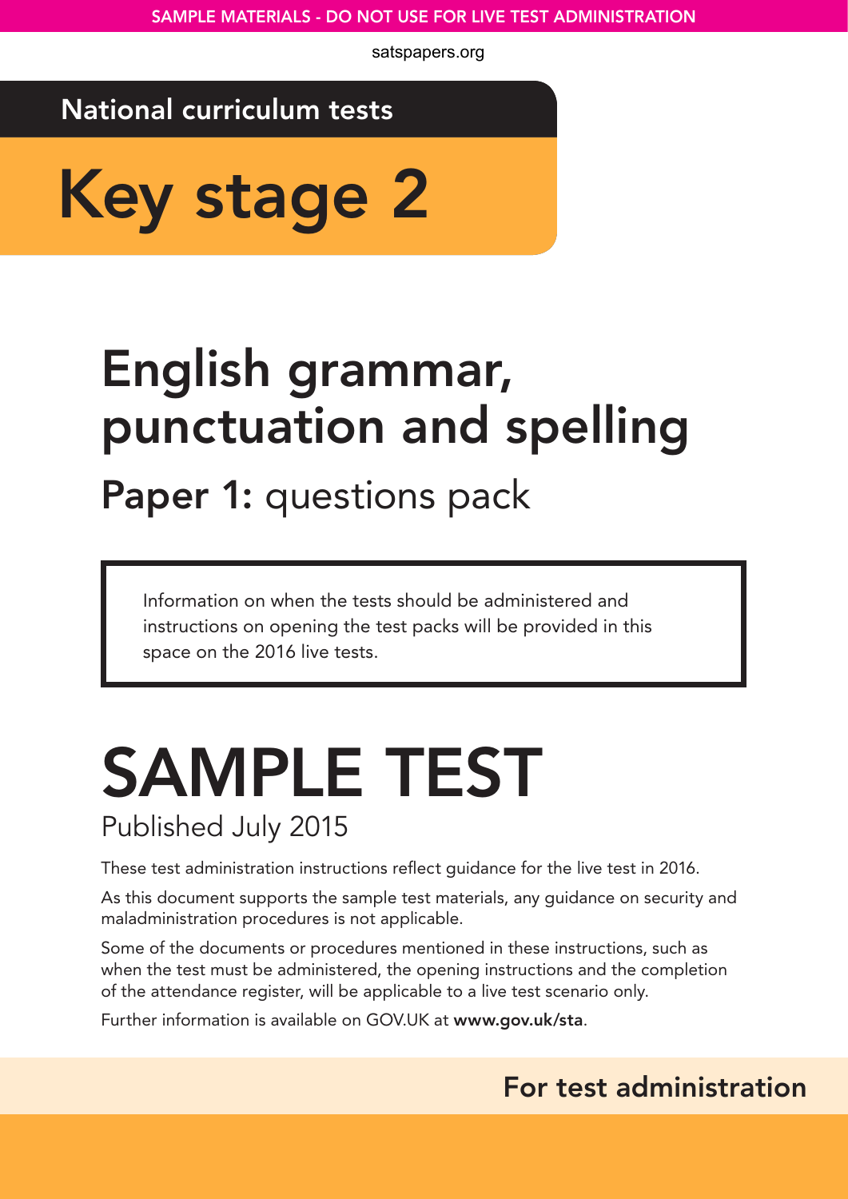SAMPLE MATERIALS - DO NOT USE FOR LIVE TEST ADMINISTRATION

satspapers.org

National curriculum tests

# Key stage 2

# English grammar, punctuation and spelling

## **Paper 1:** questions pack

Information on when the tests should be administered and instructions on opening the test packs will be provided in this space on the 2016 live tests.

# SAMPLE TEST

Published July 2015

These test administration instructions reflect guidance for the live test in 2016.

As this document supports the sample test materials, any guidance on security and maladministration procedures is not applicable.

Some of the documents or procedures mentioned in these instructions, such as when the test must be administered, the opening instructions and the completion of the attendance register, will be applicable to a live test scenario only.

Further information is available on GOV.UK at **www.gov.uk/sta**.

**For test administration**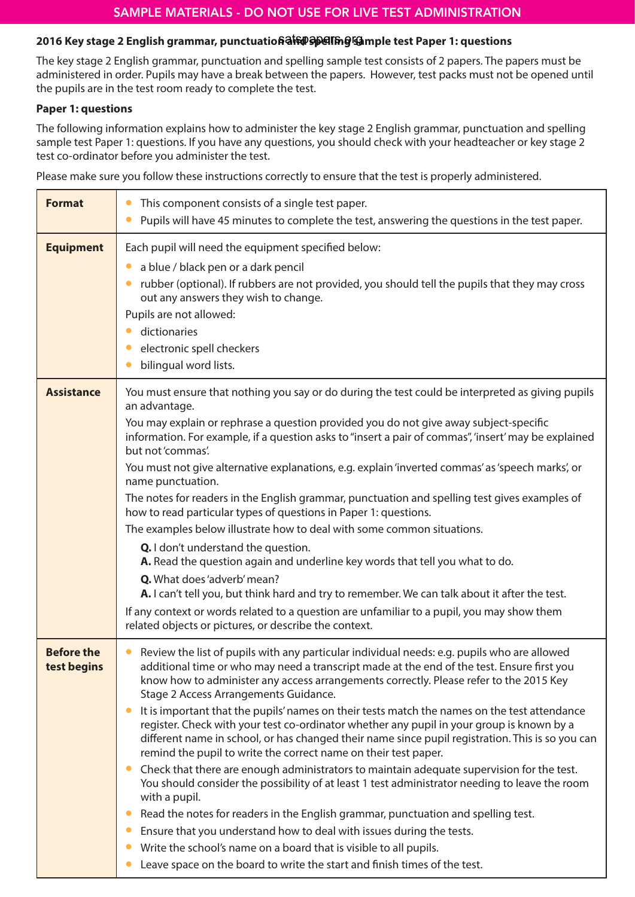SAMPLE MATERIALS - DO NOT USE FOR LIVE TEST ADMINISTRATION

**2016 Key stage 2 English grammar, punctuation and spelling sample test Paper 1: questions**

The key stage 2 English grammar, punctuation and spelling sample test consists of 2 papers. The papers must be administered in order. Pupils may have a break between the papers. However, test packs must not be opened until the pupils are in the test room ready to complete the test.

**Paper 1: questions**

The following information explains how to administer the key stage 2 English grammar, punctuation and spelling sample test Paper 1: questions. If you have any questions, you should check with your headteacher or key stage 2 test co-ordinator before you administer the test.

Please make sure you follow these instructions correctly to ensure that the test is properly administered.

| | |
|---|---|
| **Format** | • This component consists of a single test paper.<br>• Pupils will have 45 minutes to complete the test, answering the questions in the test paper. |
| **Equipment** | Each pupil will need the equipment specified below:<br>• a blue / black pen or a dark pencil<br>• rubber (optional). If rubbers are not provided, you should tell the pupils that they may cross out any answers they wish to change.<br>Pupils are not allowed:<br>• dictionaries<br>• electronic spell checkers<br>• bilingual word lists. |
| **Assistance** | You must ensure that nothing you say or do during the test could be interpreted as giving pupils an advantage.<br>You may explain or rephrase a question provided you do not give away subject-specific information. For example, if a question asks to "insert a pair of commas", 'insert' may be explained but not 'commas'.<br>You must not give alternative explanations, e.g. explain 'inverted commas' as 'speech marks', or name punctuation.<br>The notes for readers in the English grammar, punctuation and spelling test gives examples of how to read particular types of questions in Paper 1: questions.<br>The examples below illustrate how to deal with some common situations.<br>**Q.** I don't understand the question.<br>**A.** Read the question again and underline key words that tell you what to do.<br>**Q.** What does 'adverb' mean?<br>**A.** I can't tell you, but think hard and try to remember. We can talk about it after the test.<br>If any context or words related to a question are unfamiliar to a pupil, you may show them related objects or pictures, or describe the context. |
| **Before the test begins** | • Review the list of pupils with any particular individual needs: e.g. pupils who are allowed additional time or who may need a transcript made at the end of the test. Ensure first you know how to administer any access arrangements correctly. Please refer to the 2015 Key Stage 2 Access Arrangements Guidance.<br>• It is important that the pupils' names on their tests match the names on the test attendance register. Check with your test co-ordinator whether any pupil in your group is known by a different name in school, or has changed their name since pupil registration. This is so you can remind the pupil to write the correct name on their test paper.<br>• Check that there are enough administrators to maintain adequate supervision for the test. You should consider the possibility of at least 1 test administrator needing to leave the room with a pupil.<br>• Read the notes for readers in the English grammar, punctuation and spelling test.<br>• Ensure that you understand how to deal with issues during the tests.<br>• Write the school's name on a board that is visible to all pupils.<br>• Leave space on the board to write the start and finish times of the test. |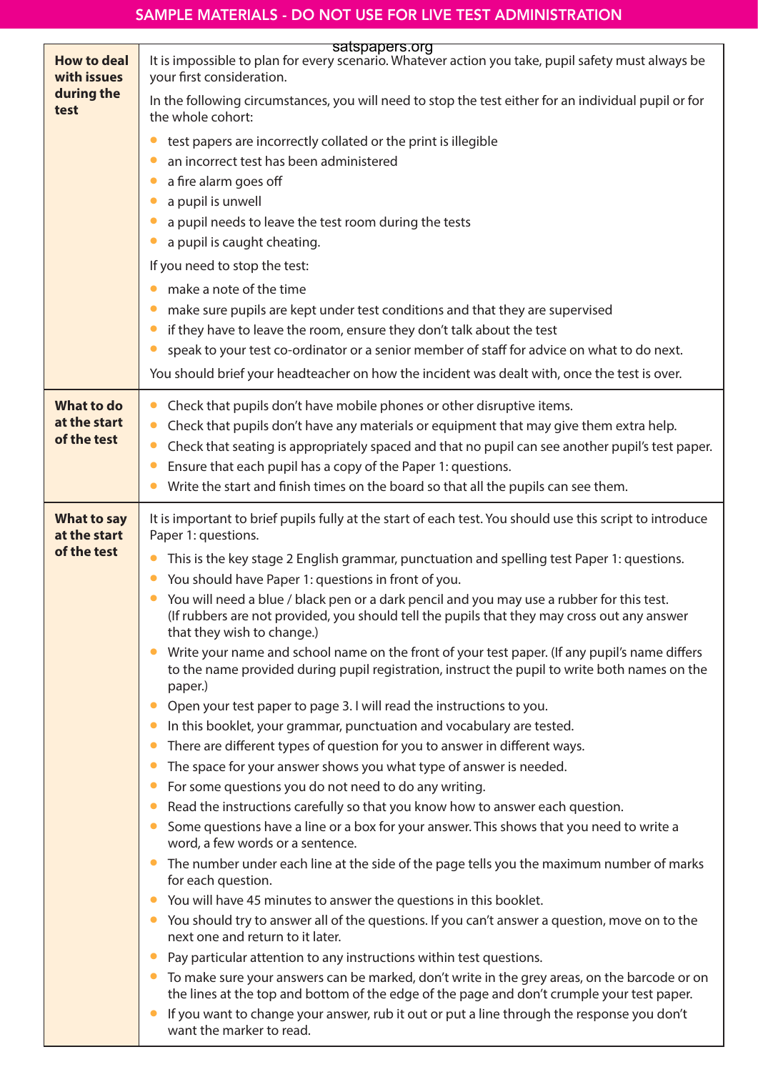| | |
|---|---|
| **How to deal with issues during the test** | It is impossible to plan for every scenario. Whatever action you take, pupil safety must always be your first consideration.<br><br>In the following circumstances, you will need to stop the test either for an individual pupil or for the whole cohort:<br>• test papers are incorrectly collated or the print is illegible<br>• an incorrect test has been administered<br>• a fire alarm goes off<br>• a pupil is unwell<br>• a pupil needs to leave the test room during the tests<br>• a pupil is caught cheating.<br><br>If you need to stop the test:<br>• make a note of the time<br>• make sure pupils are kept under test conditions and that they are supervised<br>• if they have to leave the room, ensure they don't talk about the test<br>• speak to your test co-ordinator or a senior member of staff for advice on what to do next.<br><br>You should brief your headteacher on how the incident was dealt with, once the test is over. |
| **What to do at the start of the test** | • Check that pupils don't have mobile phones or other disruptive items.<br>• Check that pupils don't have any materials or equipment that may give them extra help.<br>• Check that seating is appropriately spaced and that no pupil can see another pupil's test paper.<br>• Ensure that each pupil has a copy of the Paper 1: questions.<br>• Write the start and finish times on the board so that all the pupils can see them. |
| **What to say at the start of the test** | It is important to brief pupils fully at the start of each test. You should use this script to introduce Paper 1: questions.<br>• This is the key stage 2 English grammar, punctuation and spelling test Paper 1: questions.<br>• You should have Paper 1: questions in front of you.<br>• You will need a blue / black pen or a dark pencil and you may use a rubber for this test. (If rubbers are not provided, you should tell the pupils that they may cross out any answer that they wish to change.)<br>• Write your name and school name on the front of your test paper. (If any pupil's name differs to the name provided during pupil registration, instruct the pupil to write both names on the paper.)<br>• Open your test paper to page 3. I will read the instructions to you.<br>• In this booklet, your grammar, punctuation and vocabulary are tested.<br>• There are different types of question for you to answer in different ways.<br>• The space for your answer shows you what type of answer is needed.<br>• For some questions you do not need to do any writing.<br>• Read the instructions carefully so that you know how to answer each question.<br>• Some questions have a line or a box for your answer. This shows that you need to write a word, a few words or a sentence.<br>• The number under each line at the side of the page tells you the maximum number of marks for each question.<br>• You will have 45 minutes to answer the questions in this booklet.<br>• You should try to answer all of the questions. If you can't answer a question, move on to the next one and return to it later.<br>• Pay particular attention to any instructions within test questions.<br>• To make sure your answers can be marked, don't write in the grey areas, on the barcode or on the lines at the top and bottom of the edge of the page and don't crumple your test paper.<br>• If you want to change your answer, rub it out or put a line through the response you don't want the marker to read. |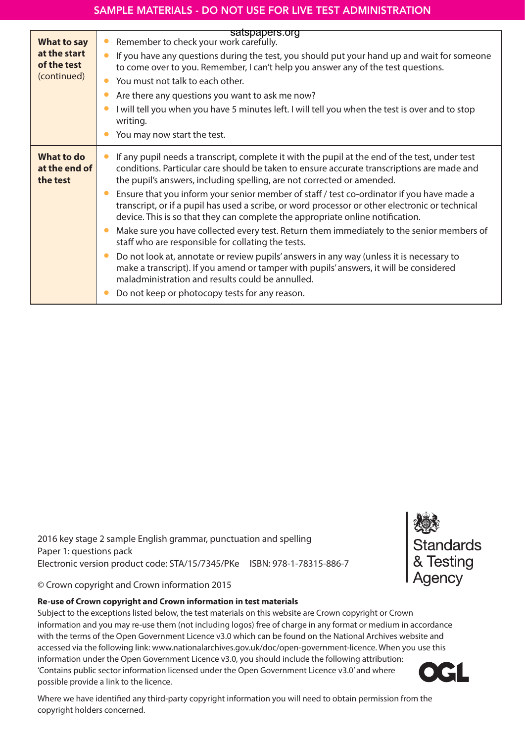| | |
|---|---|
| **What to say at the start of the test** (continued) | • Remember to check your work carefully.<br>• If you have any questions during the test, you should put your hand up and wait for someone to come over to you. Remember, I can't help you answer any of the test questions.<br>• You must not talk to each other.<br>• Are there any questions you want to ask me now?<br>• I will tell you when you have 5 minutes left. I will tell you when the test is over and to stop writing.<br>• You may now start the test. |
| **What to do at the end of the test** | • If any pupil needs a transcript, complete it with the pupil at the end of the test, under test conditions. Particular care should be taken to ensure accurate transcriptions are made and the pupil's answers, including spelling, are not corrected or amended.<br>• Ensure that you inform your senior member of staff / test co-ordinator if you have made a transcript, or if a pupil has used a scribe, or word processor or other electronic or technical device. This is so that they can complete the appropriate online notification.<br>• Make sure you have collected every test. Return them immediately to the senior members of staff who are responsible for collating the tests.<br>• Do not look at, annotate or review pupils' answers in any way (unless it is necessary to make a transcript). If you amend or tamper with pupils' answers, it will be considered maladministration and results could be annulled.<br>• Do not keep or photocopy tests for any reason. |

2016 key stage 2 sample English grammar, punctuation and spelling
Paper 1: questions pack
Electronic version product code: STA/15/7345/PKe ISBN: 978-1-78315-886-7

Standards & Testing Agency

© Crown copyright and Crown information 2015

**Re-use of Crown copyright and Crown information in test materials**

Subject to the exceptions listed below, the test materials on this website are Crown copyright or Crown information and you may re-use them (not including logos) free of charge in any format or medium in accordance with the terms of the Open Government Licence v3.0 which can be found on the National Archives website and accessed via the following link: www.nationalarchives.gov.uk/doc/open-government-licence. When you use this information under the Open Government Licence v3.0, you should include the following attribution: 'Contains public sector information licensed under the Open Government Licence v3.0' and where possible provide a link to the licence.

Where we have identified any third-party copyright information you will need to obtain permission from the copyright holders concerned.